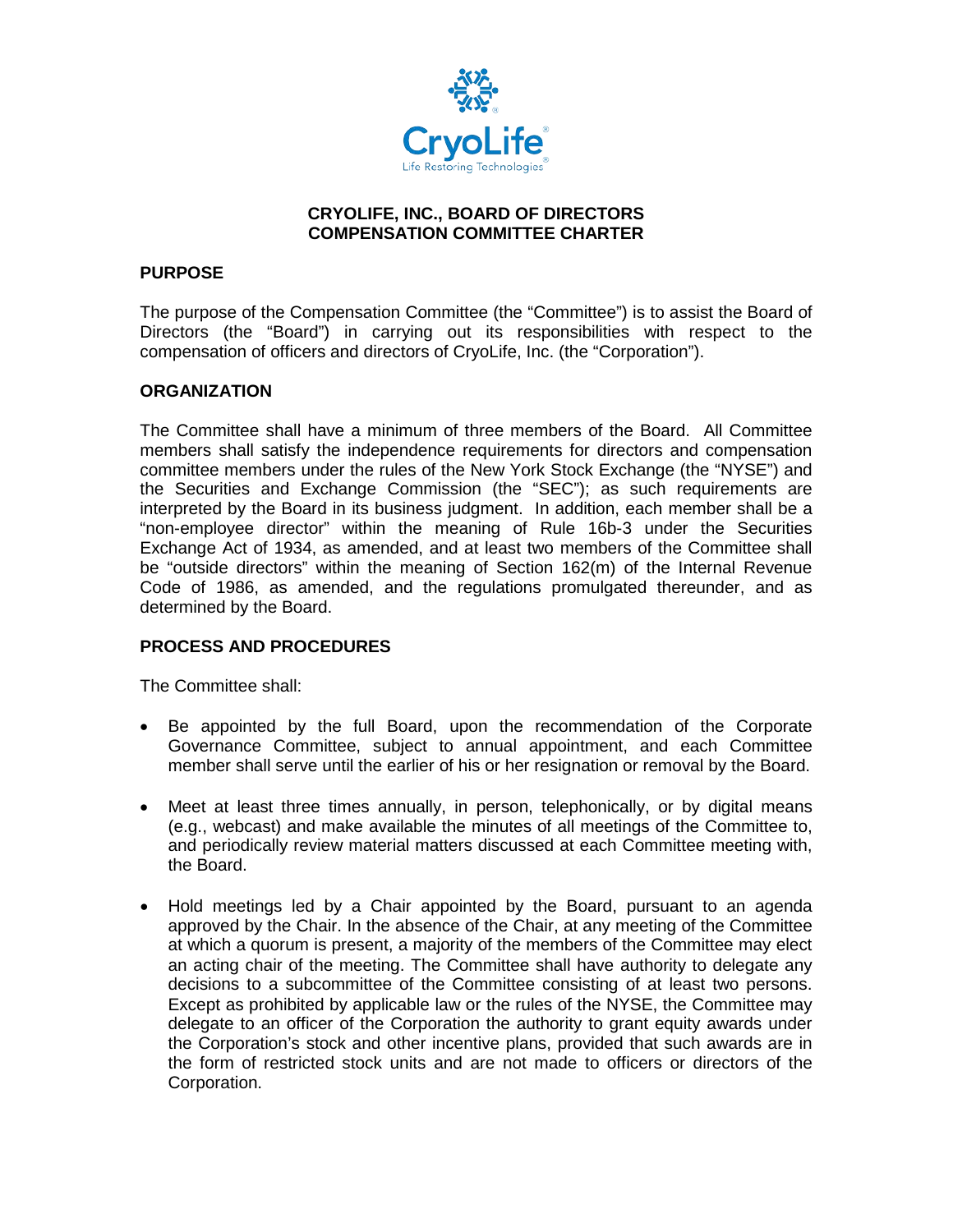# CRYOLIFE, INC., BOARD OF DIRECTORS COMPENSATION COMMITTEE CHARTER

## PURPOSE

The purpose of the Compensation Committee (the "Committee") is to assist the Board of Directors (the "Board") in carrying out its responsibilities with respect to the compensation of officers and directors of CryoLife, Inc. (the "Corporation").

## ORGANIZATION

The Committee shall have a minimum of three members of the Board. All Committee members shall satisfy the independence requirements for directors and compensation committee members under the rules of the New York Stock Exchange (the "NYSE") and the Securities and Exchange Commission (the "SEC"); as such requirements are interpreted by the Board in its business judgment. In addition, each member shall be a "non-employee director" within the meaning of Rule 16b-3 under the Securities Exchange Act of 1934, as amended, and at least two members of the Committee shall be "outside directors" within the meaning of Section 162(m) of the Internal Revenue Code of 1986, as amended, and the regulations promulgated thereunder, and as determined by the Board.

## PROCESS AND PROCEDURES

The Committee shall:

- Be appointed by the full Board, upon the recommendation of the Corporate Governance Committee, subject to annual appointment, and each Committee member shall serve until the earlier of his or her resignation or removal by the Board.
- Meet at least three times annually, in person, telephonically, or by digital means (e.g., webcast) and make available the minutes of all meetings of the Committee to, and periodically review material matters discussed at each Committee meeting with, the Board.
- Hold meetings led by a Chair appointed by the Board, pursuant to an agenda approved by the Chair. In the absence of the Chair, at any meeting of the Committee at which a quorum is present, a majority of the members of the Committee may elect an acting chair of the meeting. The Committee shall have authority to delegate any decisions to a subcommittee of the Committee consisting of at least two persons. Except as prohibited by applicable law or the rules of the NYSE, the Committee may delegate to an officer of the Corporation the authority to grant equity awards under the Corporation's stock and other incentive plans, provided that such awards are in the form of restricted stock units and are not made to officers or directors of the Corporation.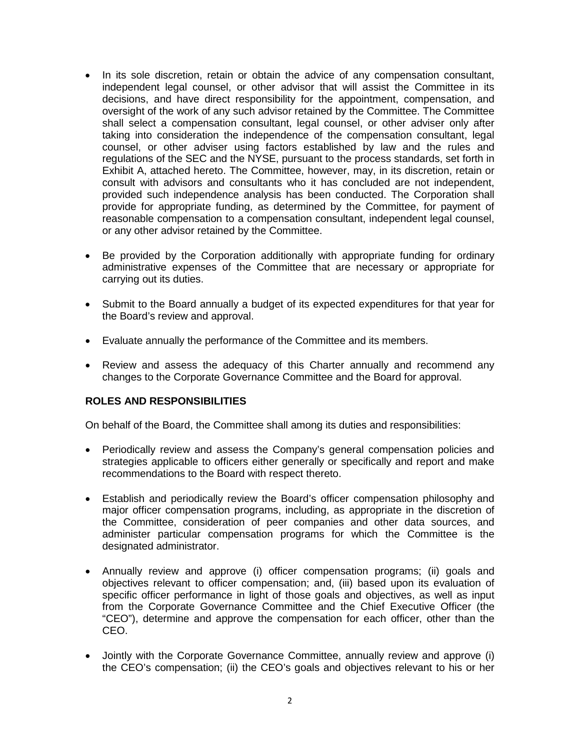- In its sole discretion, retain or obtain the advice of any compensation consultant, independent legal counsel, or other advisor that will assist the Committee in its decisions, and have direct responsibility for the appointment, compensation, and oversight of the work of any such advisor retained by the Committee. The Committee shall select a compensation consultant, legal counsel, or other adviser only after taking into consideration the independence of the compensation consultant, legal counsel, or other adviser using factors established by law and the rules and regulations of the SEC and the NYSE, pursuant to the process standards, set forth in Exhibit A, attached hereto. The Committee, however, may, in its discretion, retain or consult with advisors and consultants who it has concluded are not independent, provided such independence analysis has been conducted. The Corporation shall provide for appropriate funding, as determined by the Committee, for payment of reasonable compensation to a compensation consultant, independent legal counsel, or any other advisor retained by the Committee.

- Be provided by the Corporation additionally with appropriate funding for ordinary administrative expenses of the Committee that are necessary or appropriate for carrying out its duties.

- Submit to the Board annually a budget of its expected expenditures for that year for the Board's review and approval.

- Evaluate annually the performance of the Committee and its members.

- Review and assess the adequacy of this Charter annually and recommend any changes to the Corporate Governance Committee and the Board for approval.

**ROLES AND RESPONSIBILITIES**

On behalf of the Board, the Committee shall among its duties and responsibilities:

- Periodically review and assess the Company's general compensation policies and strategies applicable to officers either generally or specifically and report and make recommendations to the Board with respect thereto.

- Establish and periodically review the Board's officer compensation philosophy and major officer compensation programs, including, as appropriate in the discretion of the Committee, consideration of peer companies and other data sources, and administer particular compensation programs for which the Committee is the designated administrator.

- Annually review and approve (i) officer compensation programs; (ii) goals and objectives relevant to officer compensation; and, (iii) based upon its evaluation of specific officer performance in light of those goals and objectives, as well as input from the Corporate Governance Committee and the Chief Executive Officer (the "CEO"), determine and approve the compensation for each officer, other than the CEO.

- Jointly with the Corporate Governance Committee, annually review and approve (i) the CEO's compensation; (ii) the CEO's goals and objectives relevant to his or her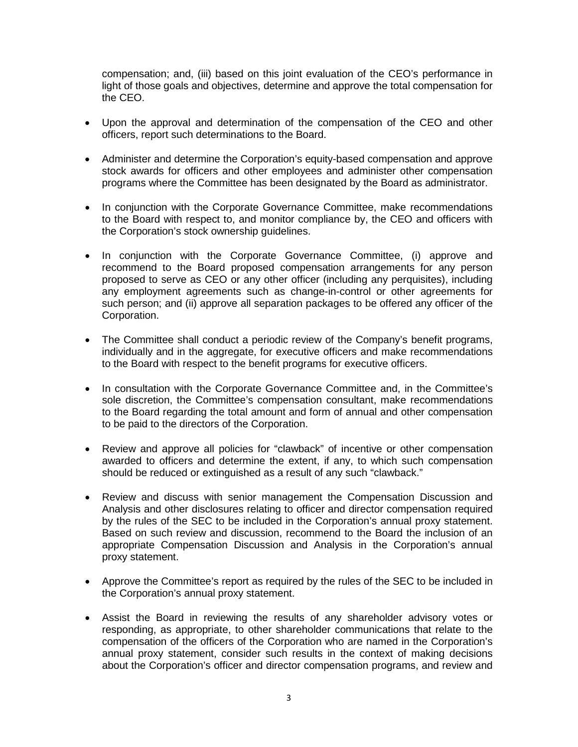compensation; and, (iii) based on this joint evaluation of the CEO's performance in light of those goals and objectives, determine and approve the total compensation for the CEO.

- Upon the approval and determination of the compensation of the CEO and other officers, report such determinations to the Board.

- Administer and determine the Corporation's equity-based compensation and approve stock awards for officers and other employees and administer other compensation programs where the Committee has been designated by the Board as administrator.

- In conjunction with the Corporate Governance Committee, make recommendations to the Board with respect to, and monitor compliance by, the CEO and officers with the Corporation's stock ownership guidelines.

- In conjunction with the Corporate Governance Committee, (i) approve and recommend to the Board proposed compensation arrangements for any person proposed to serve as CEO or any other officer (including any perquisites), including any employment agreements such as change-in-control or other agreements for such person; and (ii) approve all separation packages to be offered any officer of the Corporation.

- The Committee shall conduct a periodic review of the Company's benefit programs, individually and in the aggregate, for executive officers and make recommendations to the Board with respect to the benefit programs for executive officers.

- In consultation with the Corporate Governance Committee and, in the Committee's sole discretion, the Committee's compensation consultant, make recommendations to the Board regarding the total amount and form of annual and other compensation to be paid to the directors of the Corporation.

- Review and approve all policies for "clawback" of incentive or other compensation awarded to officers and determine the extent, if any, to which such compensation should be reduced or extinguished as a result of any such "clawback."

- Review and discuss with senior management the Compensation Discussion and Analysis and other disclosures relating to officer and director compensation required by the rules of the SEC to be included in the Corporation's annual proxy statement. Based on such review and discussion, recommend to the Board the inclusion of an appropriate Compensation Discussion and Analysis in the Corporation's annual proxy statement.

- Approve the Committee's report as required by the rules of the SEC to be included in the Corporation's annual proxy statement.

- Assist the Board in reviewing the results of any shareholder advisory votes or responding, as appropriate, to other shareholder communications that relate to the compensation of the officers of the Corporation who are named in the Corporation's annual proxy statement, consider such results in the context of making decisions about the Corporation's officer and director compensation programs, and review and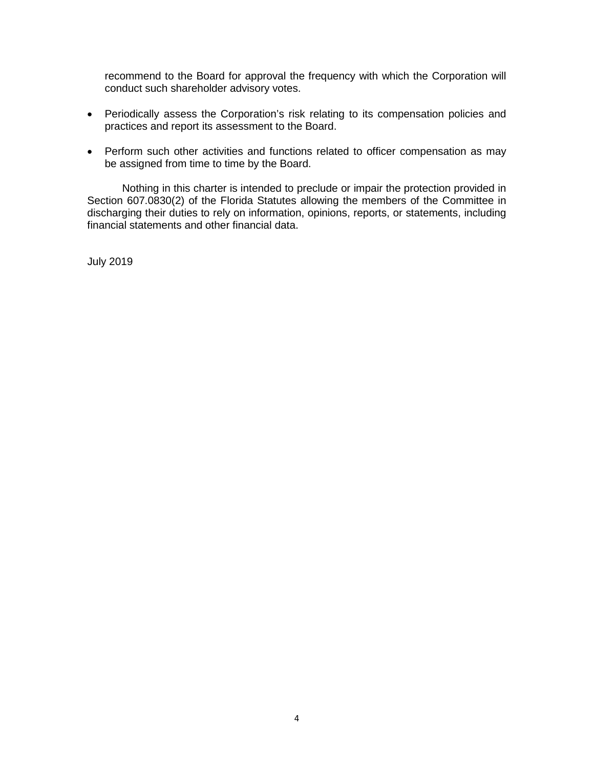recommend to the Board for approval the frequency with which the Corporation will conduct such shareholder advisory votes.

- Periodically assess the Corporation's risk relating to its compensation policies and practices and report its assessment to the Board.

- Perform such other activities and functions related to officer compensation as may be assigned from time to time by the Board.

Nothing in this charter is intended to preclude or impair the protection provided in Section 607.0830(2) of the Florida Statutes allowing the members of the Committee in discharging their duties to rely on information, opinions, reports, or statements, including financial statements and other financial data.

July 2019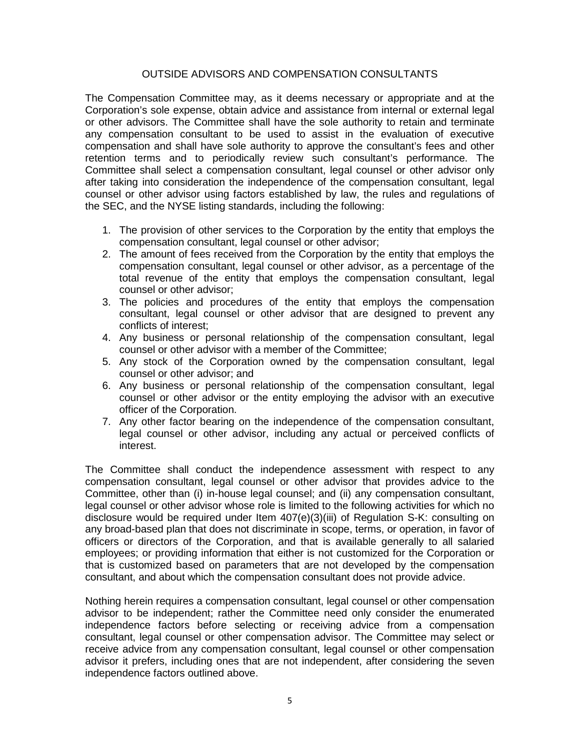## OUTSIDE ADVISORS AND COMPENSATION CONSULTANTS

The Compensation Committee may, as it deems necessary or appropriate and at the Corporation's sole expense, obtain advice and assistance from internal or external legal or other advisors. The Committee shall have the sole authority to retain and terminate any compensation consultant to be used to assist in the evaluation of executive compensation and shall have sole authority to approve the consultant's fees and other retention terms and to periodically review such consultant's performance. The Committee shall select a compensation consultant, legal counsel or other advisor only after taking into consideration the independence of the compensation consultant, legal counsel or other advisor using factors established by law, the rules and regulations of the SEC, and the NYSE listing standards, including the following:

1. The provision of other services to the Corporation by the entity that employs the compensation consultant, legal counsel or other advisor;
2. The amount of fees received from the Corporation by the entity that employs the compensation consultant, legal counsel or other advisor, as a percentage of the total revenue of the entity that employs the compensation consultant, legal counsel or other advisor;
3. The policies and procedures of the entity that employs the compensation consultant, legal counsel or other advisor that are designed to prevent any conflicts of interest;
4. Any business or personal relationship of the compensation consultant, legal counsel or other advisor with a member of the Committee;
5. Any stock of the Corporation owned by the compensation consultant, legal counsel or other advisor; and
6. Any business or personal relationship of the compensation consultant, legal counsel or other advisor or the entity employing the advisor with an executive officer of the Corporation.
7. Any other factor bearing on the independence of the compensation consultant, legal counsel or other advisor, including any actual or perceived conflicts of interest.

The Committee shall conduct the independence assessment with respect to any compensation consultant, legal counsel or other advisor that provides advice to the Committee, other than (i) in-house legal counsel; and (ii) any compensation consultant, legal counsel or other advisor whose role is limited to the following activities for which no disclosure would be required under Item 407(e)(3)(iii) of Regulation S-K: consulting on any broad-based plan that does not discriminate in scope, terms, or operation, in favor of officers or directors of the Corporation, and that is available generally to all salaried employees; or providing information that either is not customized for the Corporation or that is customized based on parameters that are not developed by the compensation consultant, and about which the compensation consultant does not provide advice.

Nothing herein requires a compensation consultant, legal counsel or other compensation advisor to be independent; rather the Committee need only consider the enumerated independence factors before selecting or receiving advice from a compensation consultant, legal counsel or other compensation advisor. The Committee may select or receive advice from any compensation consultant, legal counsel or other compensation advisor it prefers, including ones that are not independent, after considering the seven independence factors outlined above.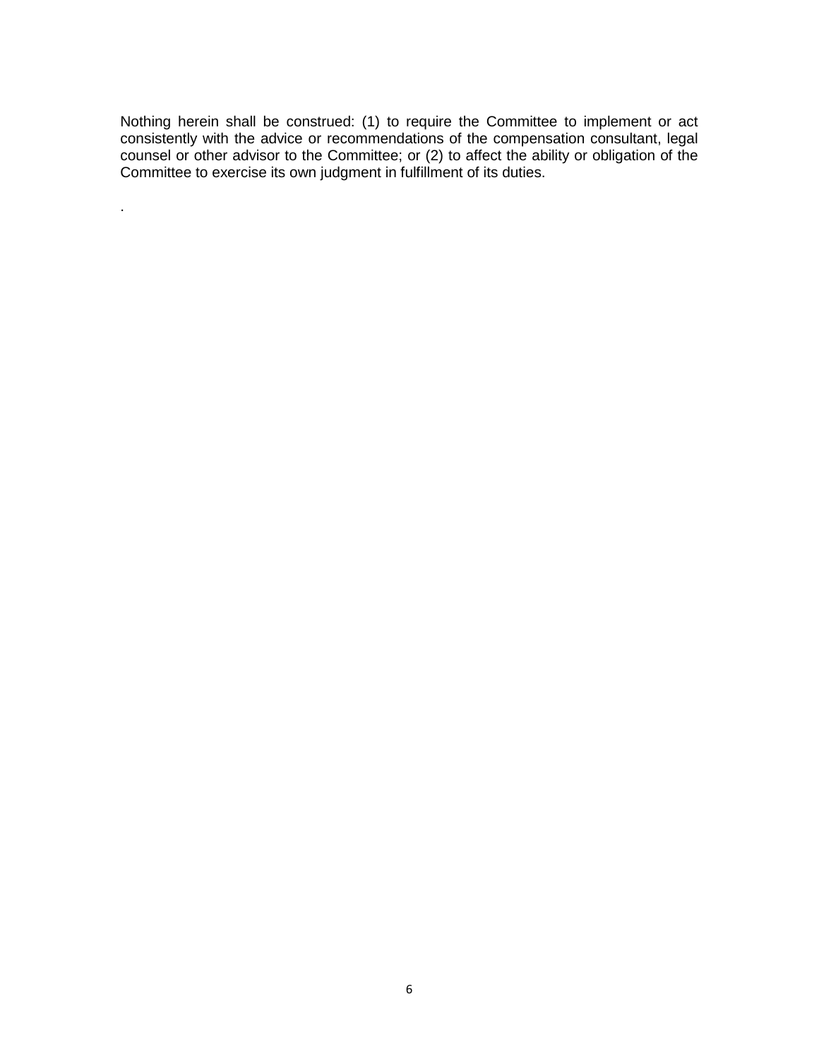Nothing herein shall be construed: (1) to require the Committee to implement or act consistently with the advice or recommendations of the compensation consultant, legal counsel or other advisor to the Committee; or (2) to affect the ability or obligation of the Committee to exercise its own judgment in fulfillment of its duties.

.